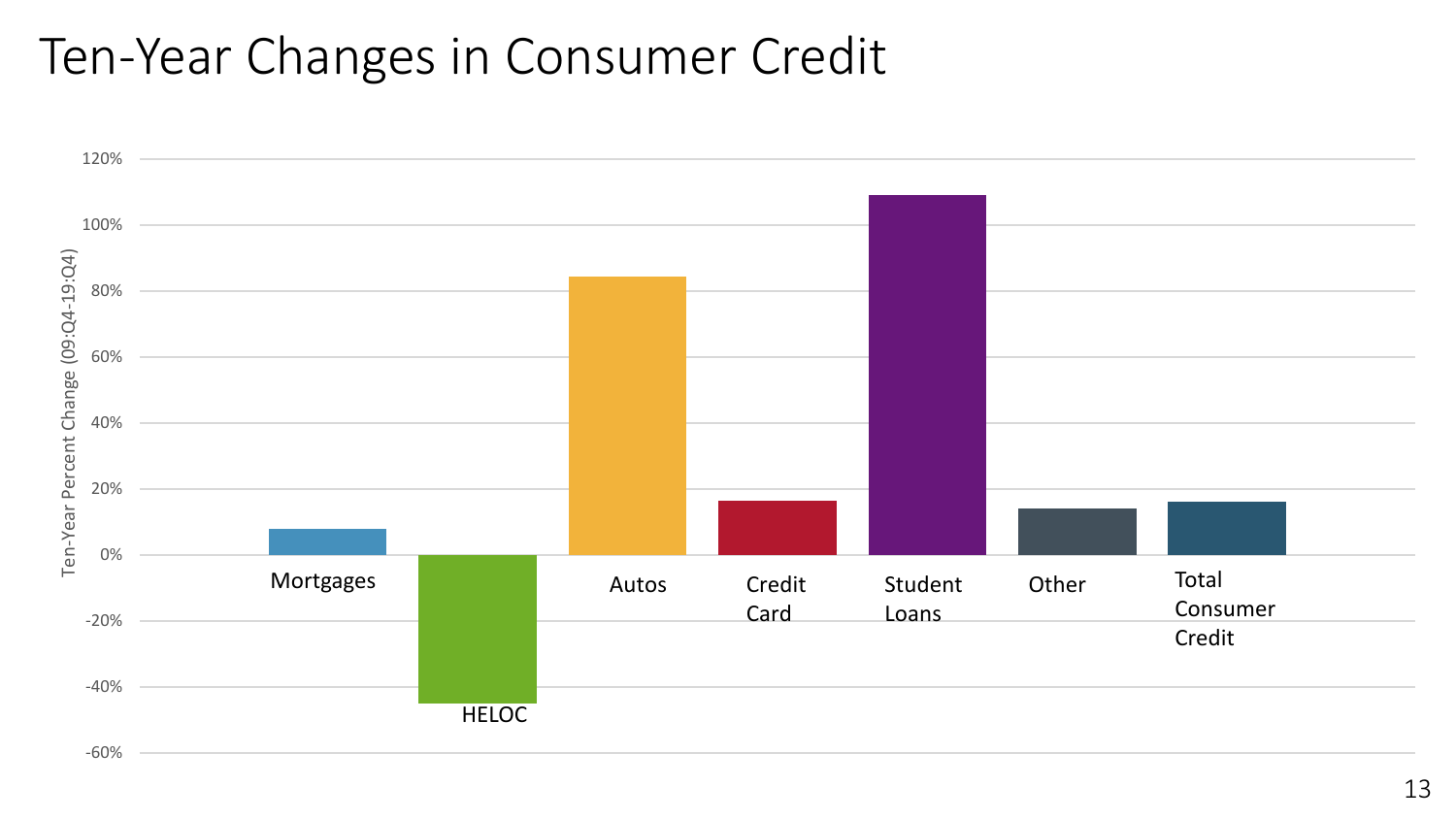# Ten-Year Changes in Consumer Credit

Ten-Year Percent Change (09:Q4-19:Q4)

120%
100%
80%
60%
40%
20%
0%
-20%
-40%
-60%

Mortgages

HELOC

Autos

Credit Card

Student Loans

Other

Total Consumer Credit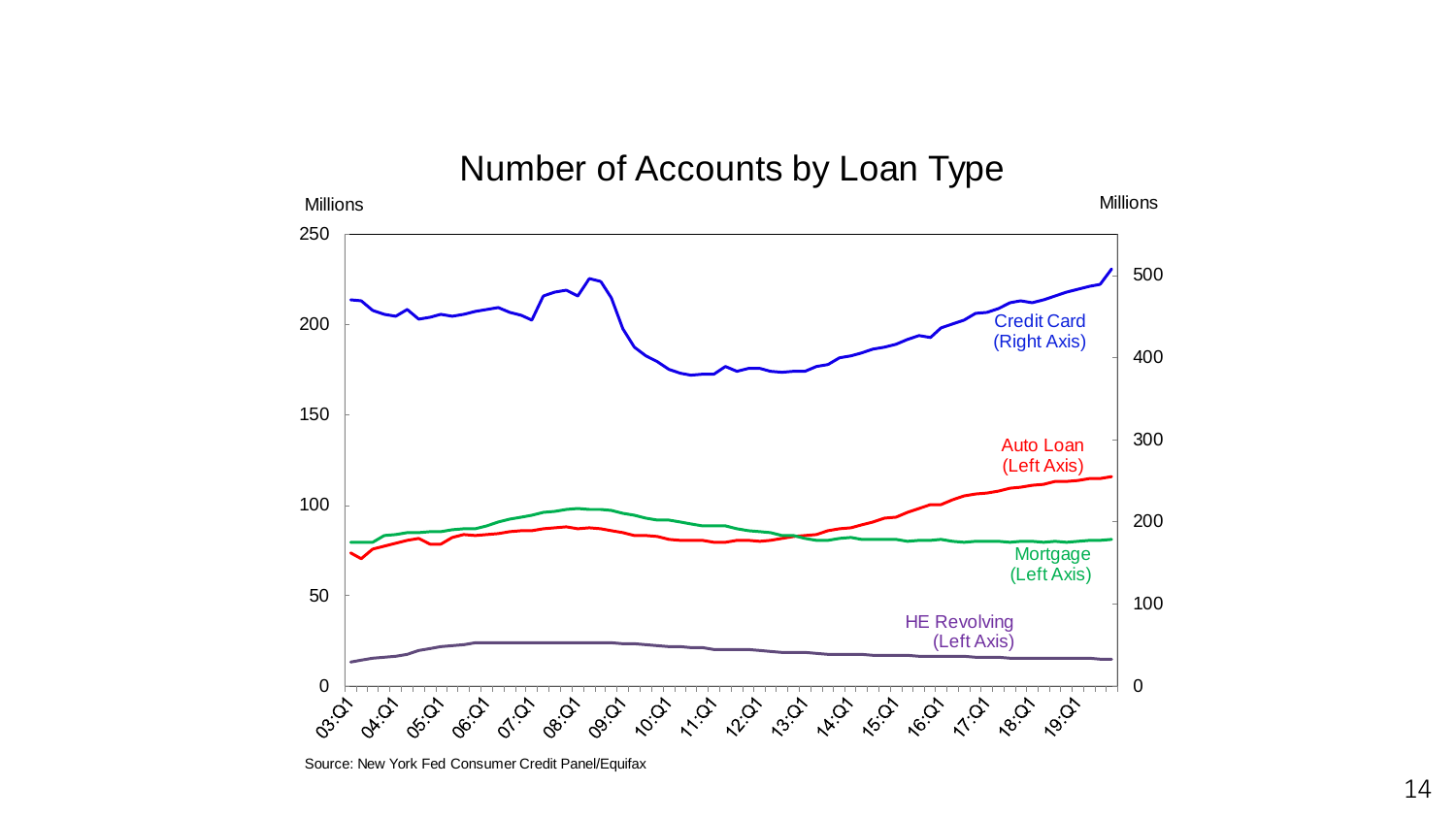## Number of Accounts by Loan Type

Millions | Millions

Credit Card (Right Axis)

Auto Loan (Left Axis)

Mortgage (Left Axis)

HE Revolving (Left Axis)

Source: New York Fed Consumer Credit Panel/Equifax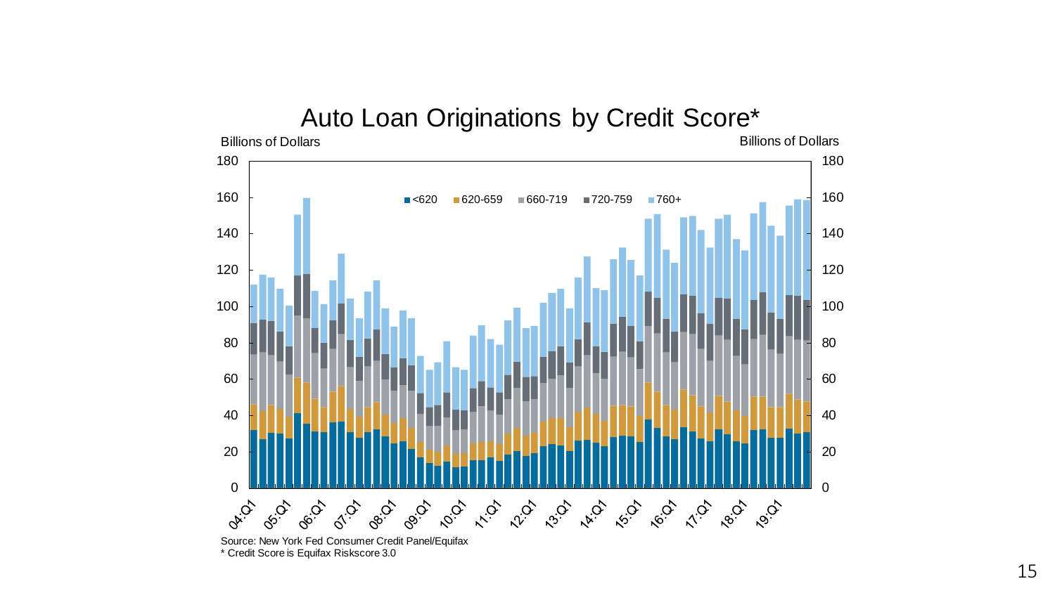# Auto Loan Originations by Credit Score*

Billions of Dollars

■ <620 ■ 620-659 ■ 660-719 ■ 720-759 ■ 760+

Source: New York Fed Consumer Credit Panel/Equifax

* Credit Score is Equifax Riskscore 3.0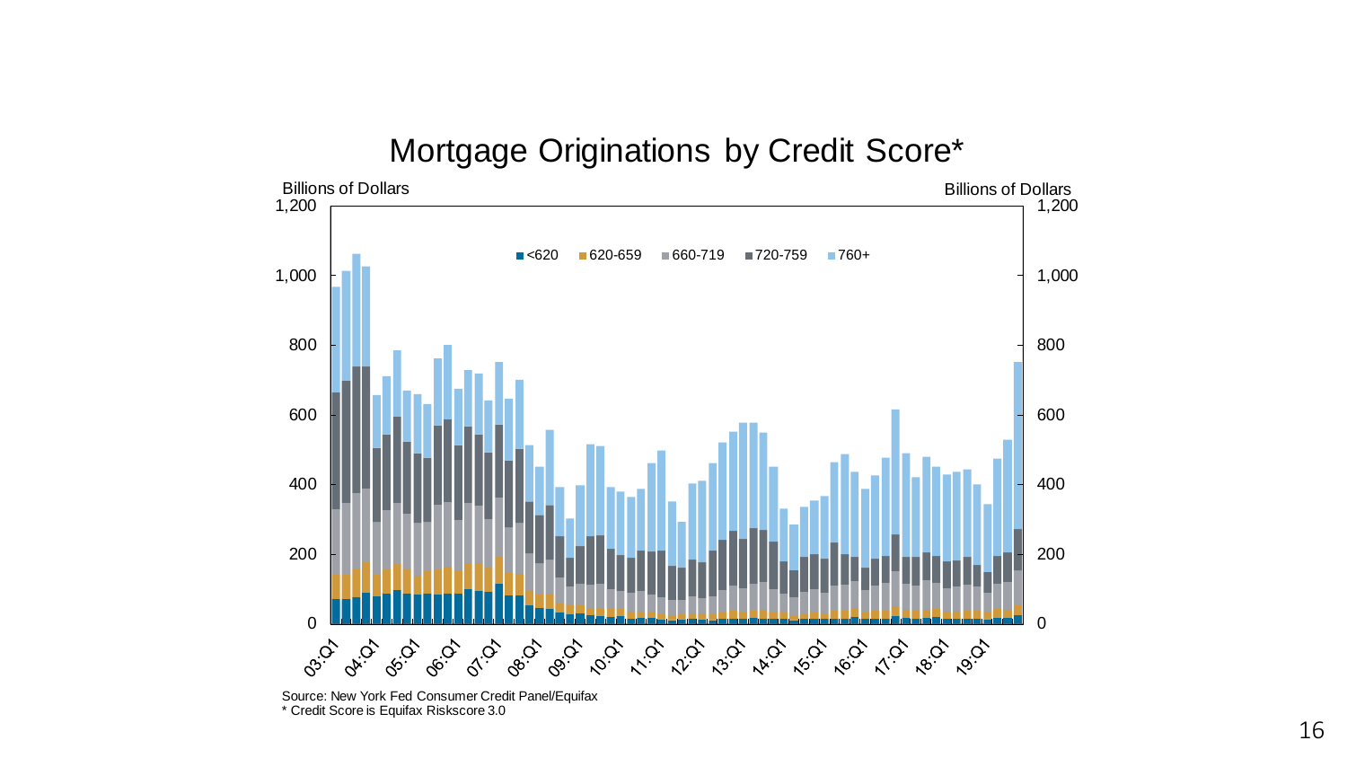# Mortgage Originations by Credit Score*

Source: New York Fed Consumer Credit Panel/Equifax

* Credit Score is Equifax Riskscore 3.0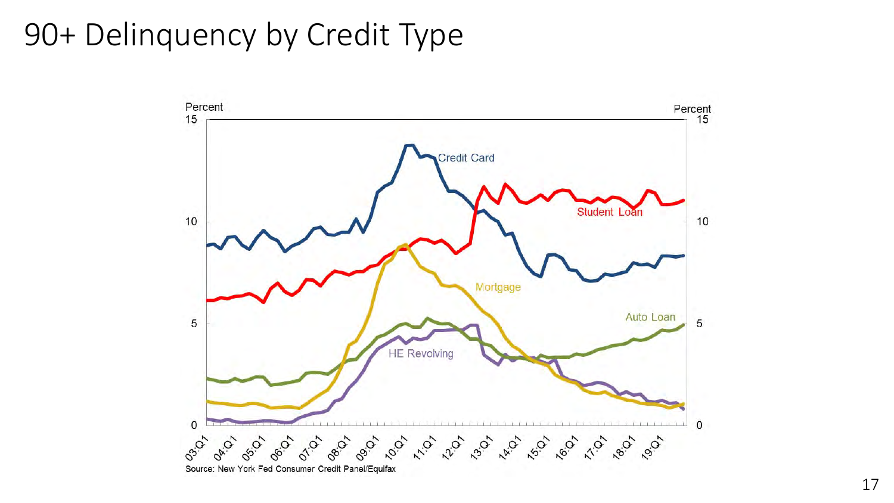# 90+ Delinquency by Credit Type

Source: New York Fed Consumer Credit Panel/Equifax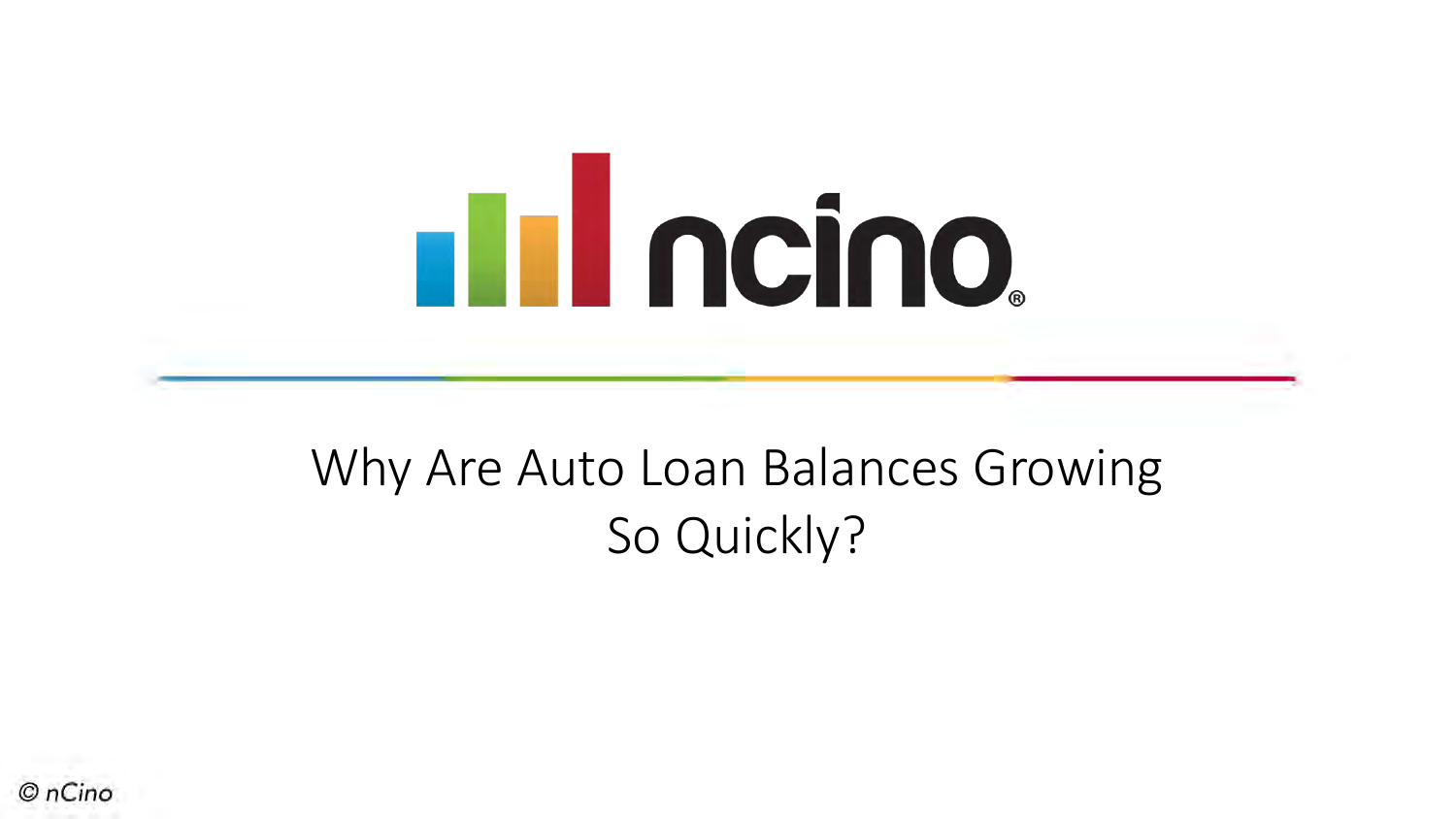# Why Are Auto Loan Balances Growing So Quickly?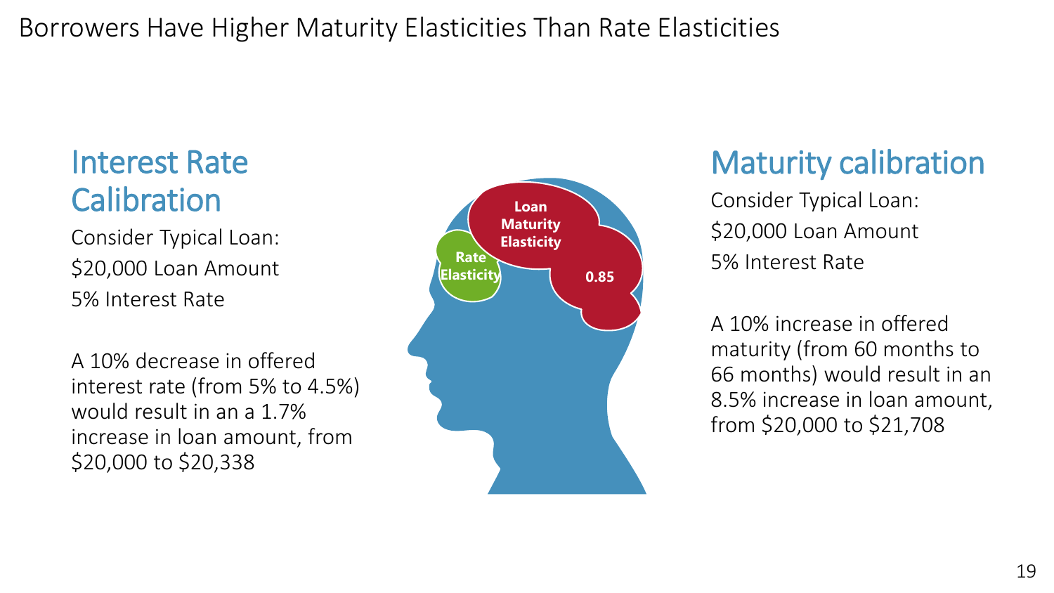# Borrowers Have Higher Maturity Elasticities Than Rate Elasticities

## Interest Rate Calibration

Consider Typical Loan:

$20,000 Loan Amount

5% Interest Rate

A 10% decrease in offered interest rate (from 5% to 4.5%) would result in an a 1.7% increase in loan amount, from $20,000 to $20,338

Rate Elasticity

Loan Maturity Elasticity

0.85

## Maturity calibration

Consider Typical Loan:

$20,000 Loan Amount

5% Interest Rate

A 10% increase in offered maturity (from 60 months to 66 months) would result in an 8.5% increase in loan amount, from $20,000 to $21,708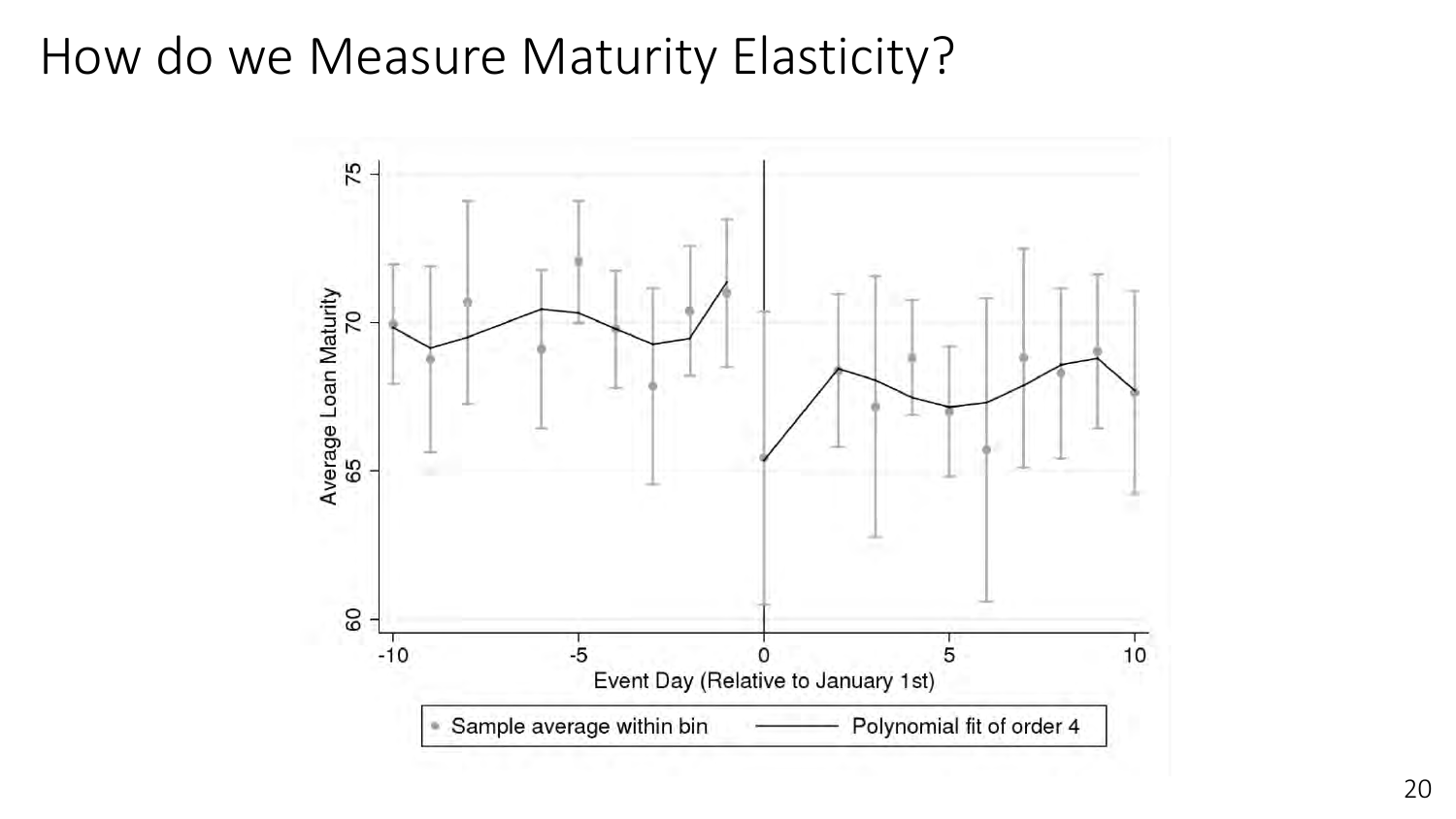# How do we Measure Maturity Elasticity?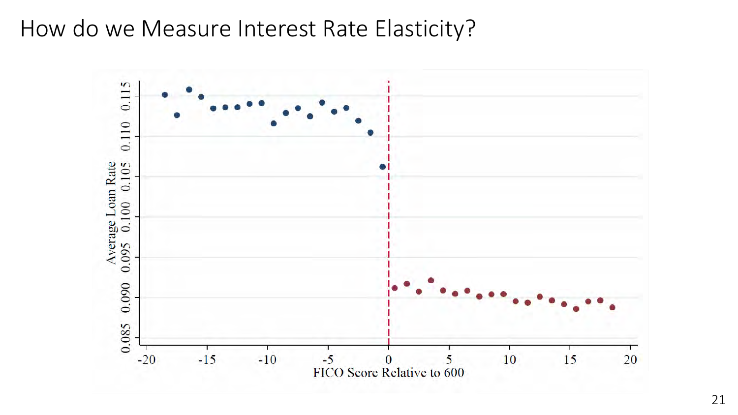# How do we Measure Interest Rate Elasticity?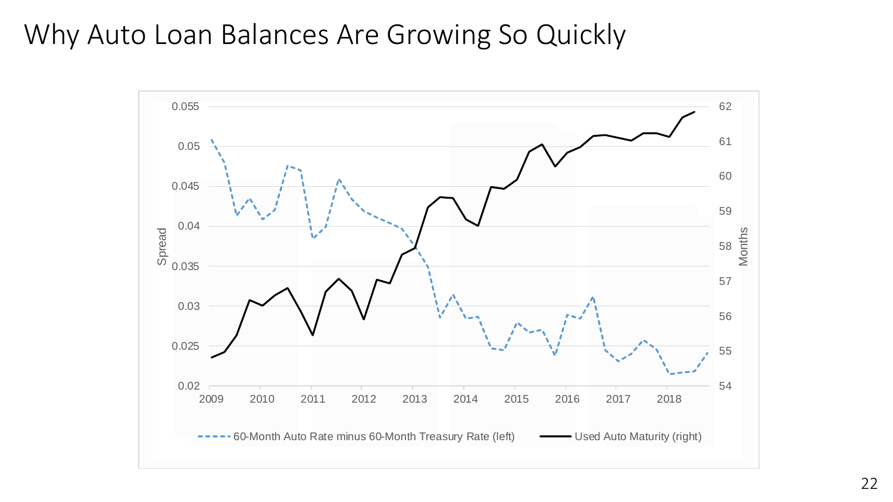# Why Auto Loan Balances Are Growing So Quickly

Spread (left axis): 0.02, 0.025, 0.03, 0.035, 0.04, 0.045, 0.05, 0.055

Months (right axis): 54, 55, 56, 57, 58, 59, 60, 61, 62

2009 2010 2011 2012 2013 2014 2015 2016 2017 2018

60-Month Auto Rate minus 60-Month Treasury Rate (left)

Used Auto Maturity (right)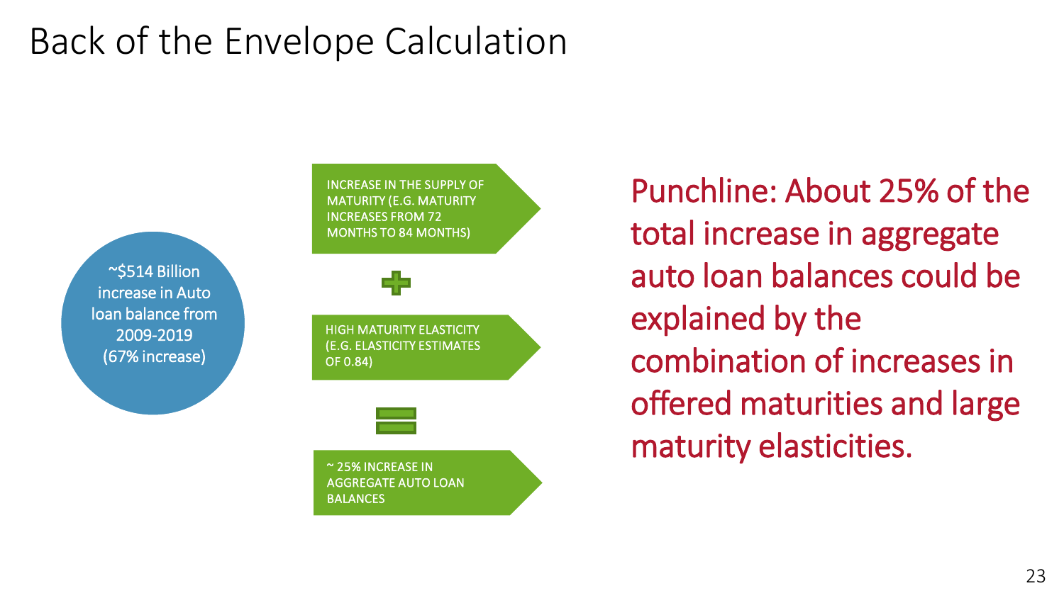# Back of the Envelope Calculation

~$514 Billion increase in Auto loan balance from 2009-2019 (67% increase)

INCREASE IN THE SUPPLY OF MATURITY (E.G. MATURITY INCREASES FROM 72 MONTHS TO 84 MONTHS)

+

HIGH MATURITY ELASTICITY (E.G. ELASTICITY ESTIMATES OF 0.84)

=

~ 25% INCREASE IN AGGREGATE AUTO LOAN BALANCES

Punchline: About 25% of the total increase in aggregate auto loan balances could be explained by the combination of increases in offered maturities and large maturity elasticities.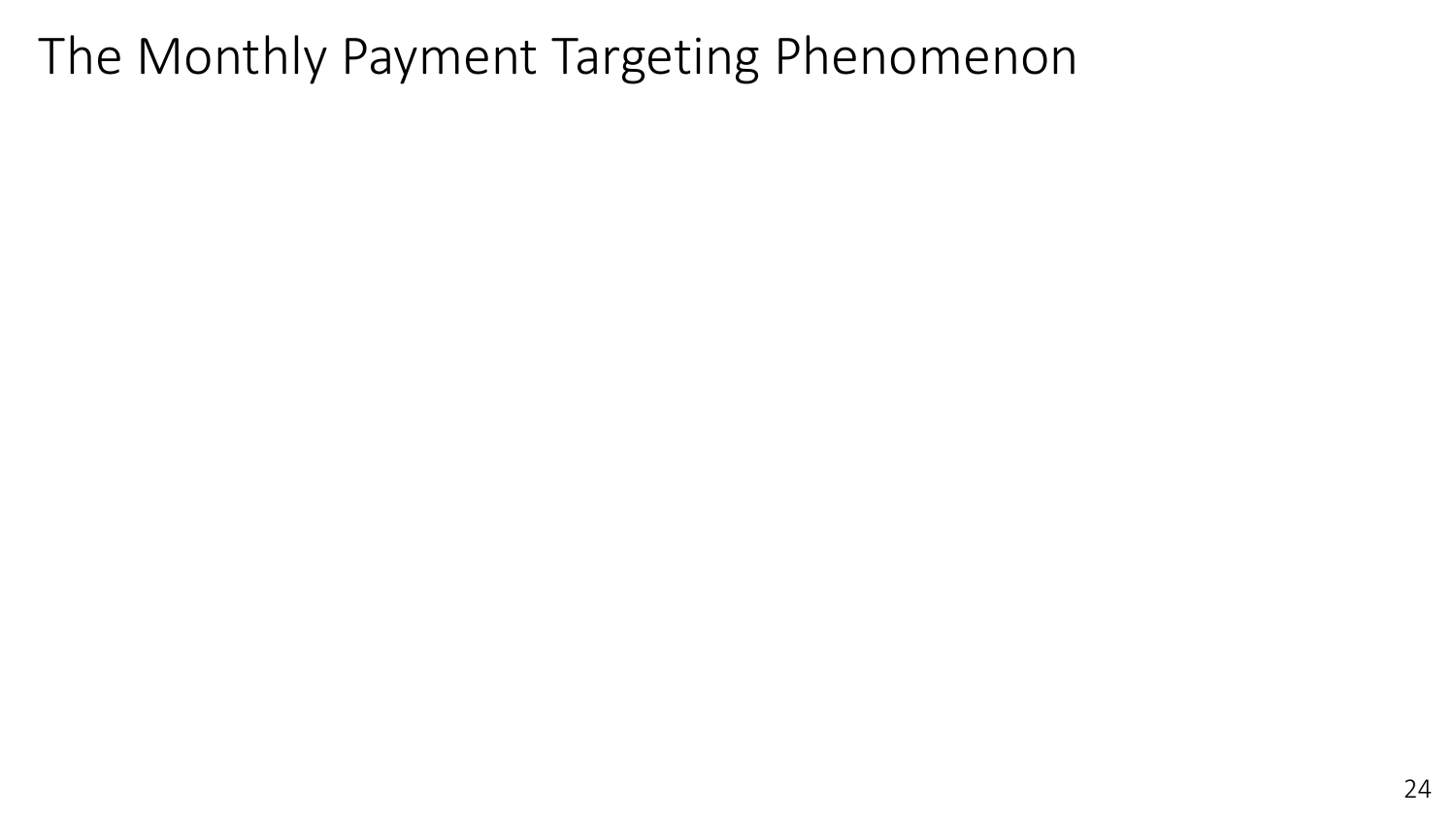# The Monthly Payment Targeting Phenomenon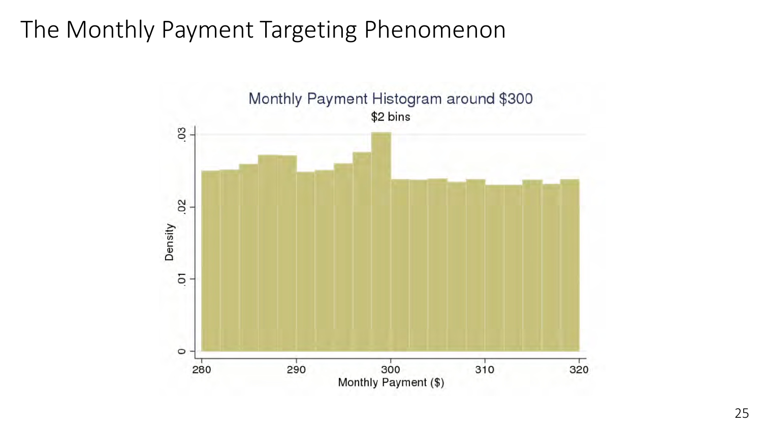# The Monthly Payment Targeting Phenomenon

Monthly Payment Histogram around $300

$2 bins

Density

0

.01

.02

.03

280

290

300

310

320

Monthly Payment ($)